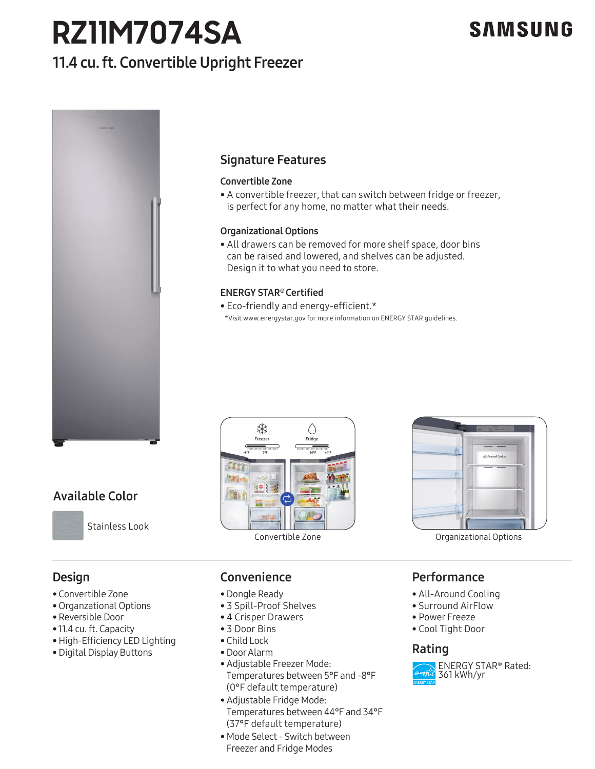# RZ11M7074SA

SAMSUNG

## 11.4 cu. ft. Convertible Upright Freezer

## Signature Features

### Convertible Zone

- A convertible freezer, that can switch between fridge or freezer, is perfect for any home, no matter what their needs.

### Organizational Options

- All drawers can be removed for more shelf space, door bins can be raised and lowered, and shelves can be adjusted. Design it to what you need to store.

### ENERGY STAR® Certified

- Eco-friendly and energy-efficient.*

*Visit www.energystar.gov for more information on ENERGY STAR guidelines.

## Available Color

Stainless Look

Convertible Zone

Organizational Options

## Design

- Convertible Zone
- Organzational Options
- Reversible Door
- 11.4 cu. ft. Capacity
- High-Efficiency LED Lighting
- Digital Display Buttons

## Convenience

- Dongle Ready
- 3 Spill-Proof Shelves
- 4 Crisper Drawers
- 3 Door Bins
- Child Lock
- Door Alarm
- Adjustable Freezer Mode: Temperatures between 5°F and -8°F (0°F default temperature)
- Adjustable Fridge Mode: Temperatures between 44°F and 34°F (37°F default temperature)
- Mode Select - Switch between Freezer and Fridge Modes

## Performance

- All-Around Cooling
- Surround AirFlow
- Power Freeze
- Cool Tight Door

## Rating

ENERGY STAR® Rated: 361 kWh/yr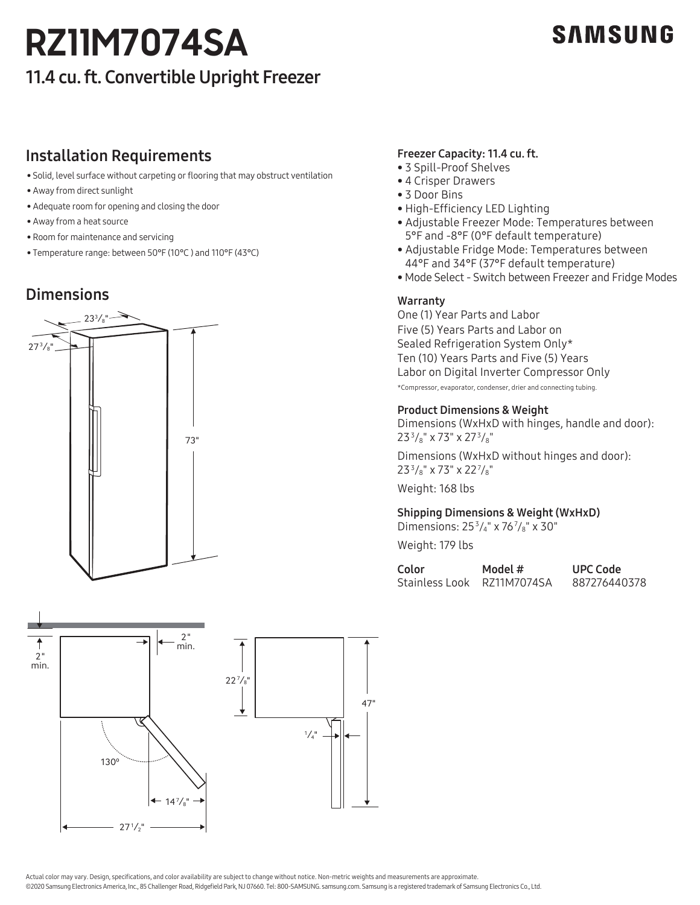# RZ11M7074SA

## 11.4 cu. ft. Convertible Upright Freezer

SAMSUNG

## Installation Requirements

- Solid, level surface without carpeting or flooring that may obstruct ventilation
- Away from direct sunlight
- Adequate room for opening and closing the door
- Away from a heat source
- Room for maintenance and servicing
- Temperature range: between 50°F (10°C ) and 110°F (43°C)

## Dimensions

23 3/8"

27 3/8"

73"

2" min.

2" min.

130º

14 7/8"

27 1/2"

22 7/8"

1/4"

47"

### Freezer Capacity: 11.4 cu. ft.

- 3 Spill-Proof Shelves
- 4 Crisper Drawers
- 3 Door Bins
- High-Efficiency LED Lighting
- Adjustable Freezer Mode: Temperatures between 5°F and -8°F (0°F default temperature)
- Adjustable Fridge Mode: Temperatures between 44°F and 34°F (37°F default temperature)
- Mode Select - Switch between Freezer and Fridge Modes

### Warranty

One (1) Year Parts and Labor

Five (5) Years Parts and Labor on Sealed Refrigeration System Only*

Ten (10) Years Parts and Five (5) Years Labor on Digital Inverter Compressor Only

*Compressor, evaporator, condenser, drier and connecting tubing.

### Product Dimensions & Weight

Dimensions (WxHxD with hinges, handle and door): 23 3/8" x 73" x 27 3/8"

Dimensions (WxHxD without hinges and door): 23 3/8" x 73" x 22 7/8"

Weight: 168 lbs

### Shipping Dimensions & Weight (WxHxD)

Dimensions: 25 3/4" x 76 7/8" x 30"

Weight: 179 lbs

| Color | Model # | UPC Code |
|---|---|---|
| Stainless Look | RZ11M7074SA | 887276440378 |

Actual color may vary. Design, specifications, and color availability are subject to change without notice. Non-metric weights and measurements are approximate.

©2020 Samsung Electronics America, Inc., 85 Challenger Road, Ridgefield Park, NJ 07660. Tel: 800-SAMSUNG. samsung.com. Samsung is a registered trademark of Samsung Electronics Co., Ltd.